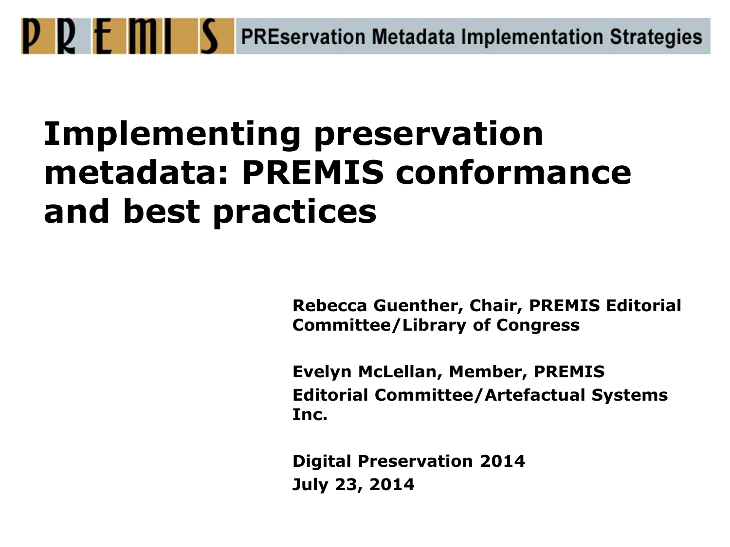P R E M I S PREservation Metadata Implementation Strategies

# Implementing preservation metadata: PREMIS conformance and best practices

**Rebecca Guenther, Chair, PREMIS Editorial Committee/Library of Congress**

**Evelyn McLellan, Member, PREMIS Editorial Committee/Artefactual Systems Inc.**

**Digital Preservation 2014**
**July 23, 2014**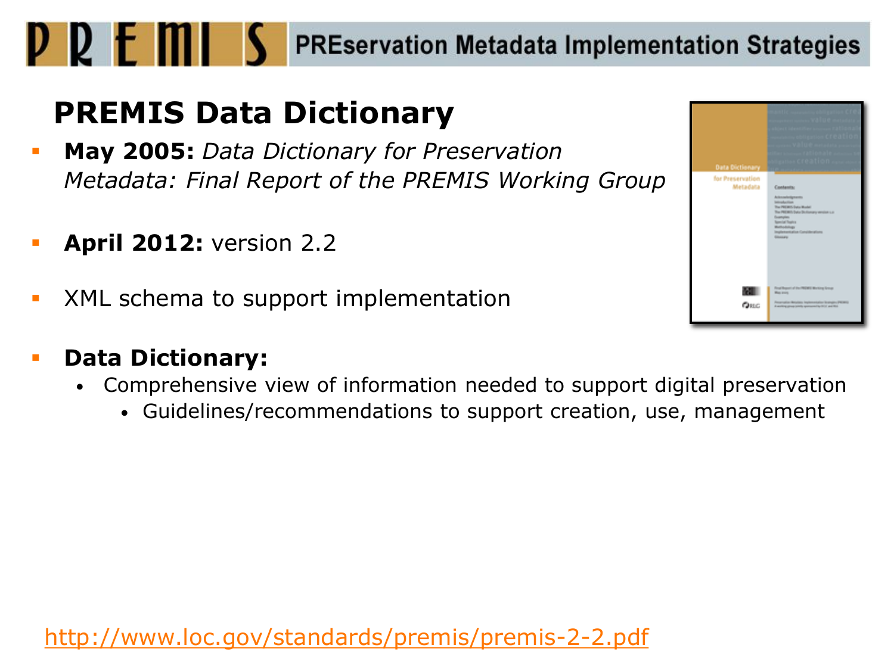## PREMIS Data Dictionary

- **May 2005:** *Data Dictionary for Preservation Metadata: Final Report of the PREMIS Working Group*
- **April 2012:** version 2.2
- XML schema to support implementation
- **Data Dictionary:**
  - Comprehensive view of information needed to support digital preservation
    - Guidelines/recommendations to support creation, use, management

http://www.loc.gov/standards/premis/premis-2-2.pdf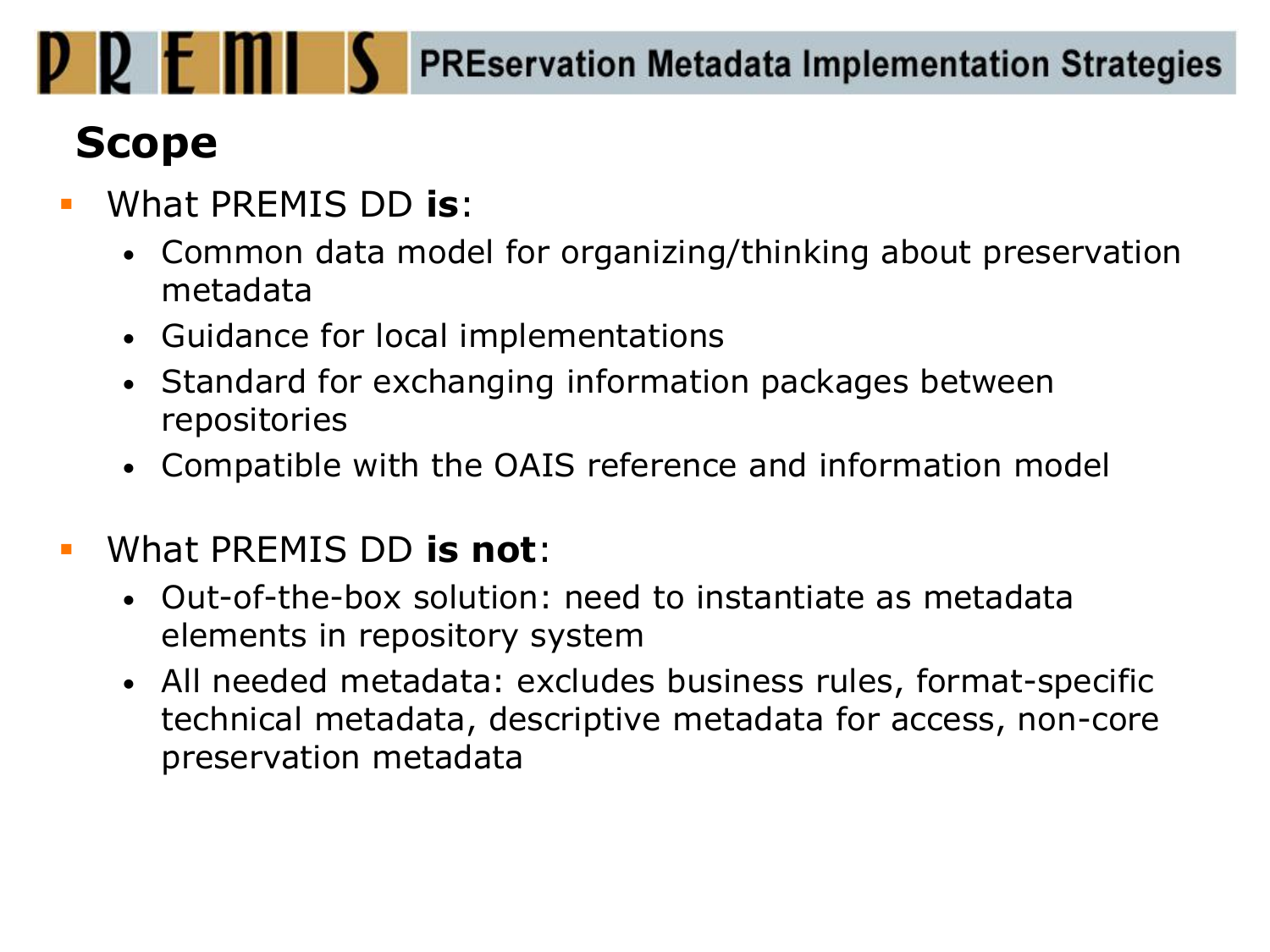## Scope

- What PREMIS DD **is**:
  - Common data model for organizing/thinking about preservation metadata
  - Guidance for local implementations
  - Standard for exchanging information packages between repositories
  - Compatible with the OAIS reference and information model
- What PREMIS DD **is not**:
  - Out-of-the-box solution: need to instantiate as metadata elements in repository system
  - All needed metadata: excludes business rules, format-specific technical metadata, descriptive metadata for access, non-core preservation metadata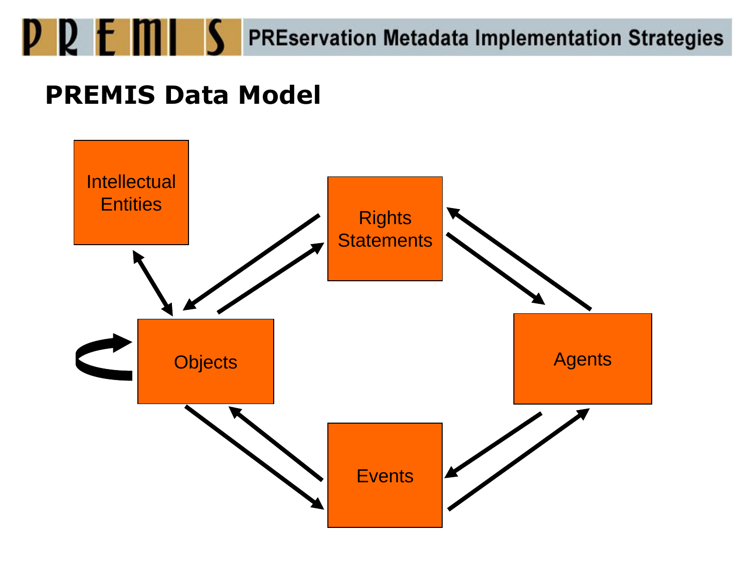PREMIS PREservation Metadata Implementation Strategies

## PREMIS Data Model

Intellectual Entities

Rights Statements

Objects

Agents

Events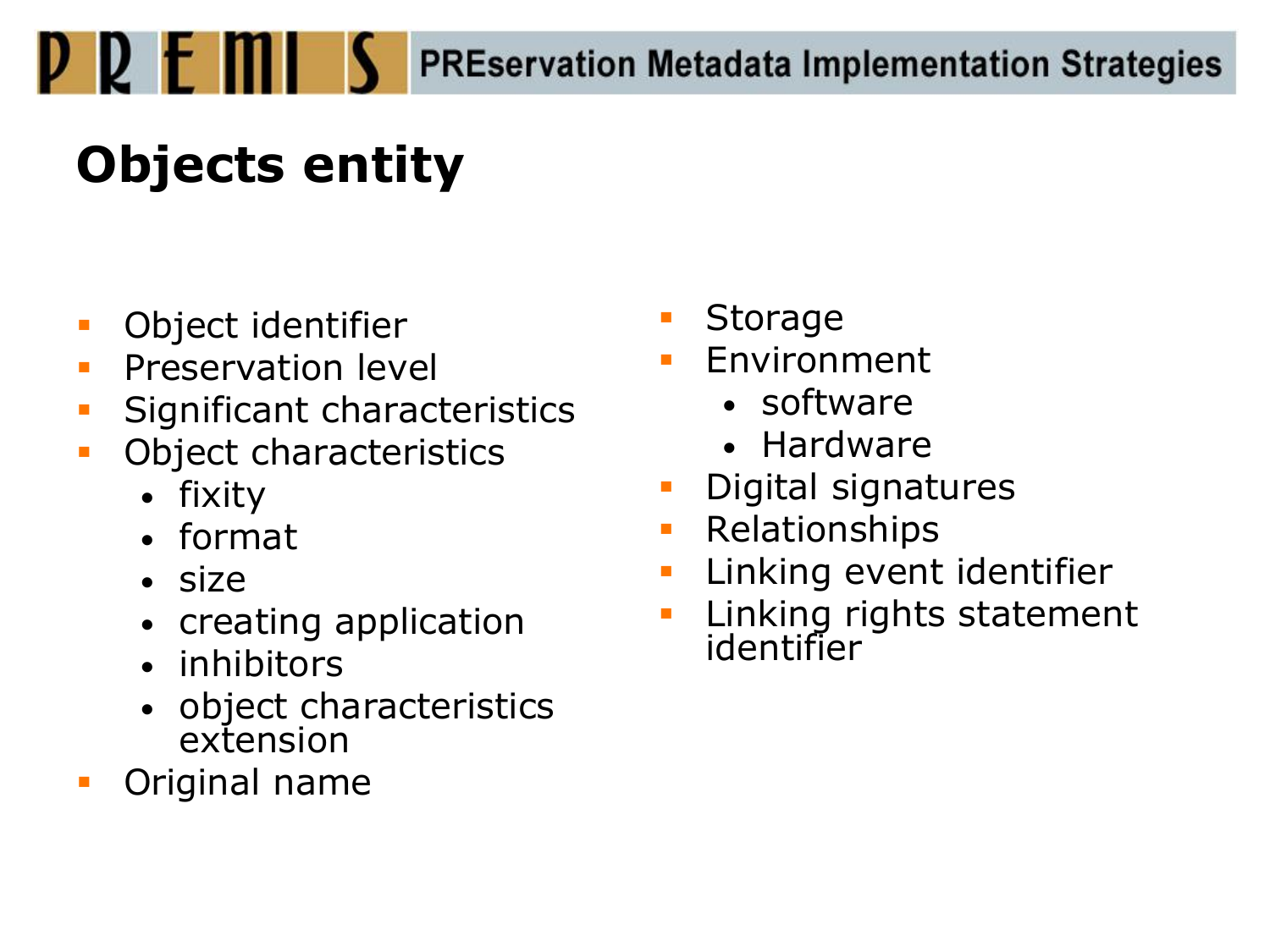# Objects entity

- Object identifier
- Preservation level
- Significant characteristics
- Object characteristics
  - fixity
  - format
  - size
  - creating application
  - inhibitors
  - object characteristics extension
- Original name
- Storage
- Environment
  - software
  - Hardware
- Digital signatures
- Relationships
- Linking event identifier
- Linking rights statement identifier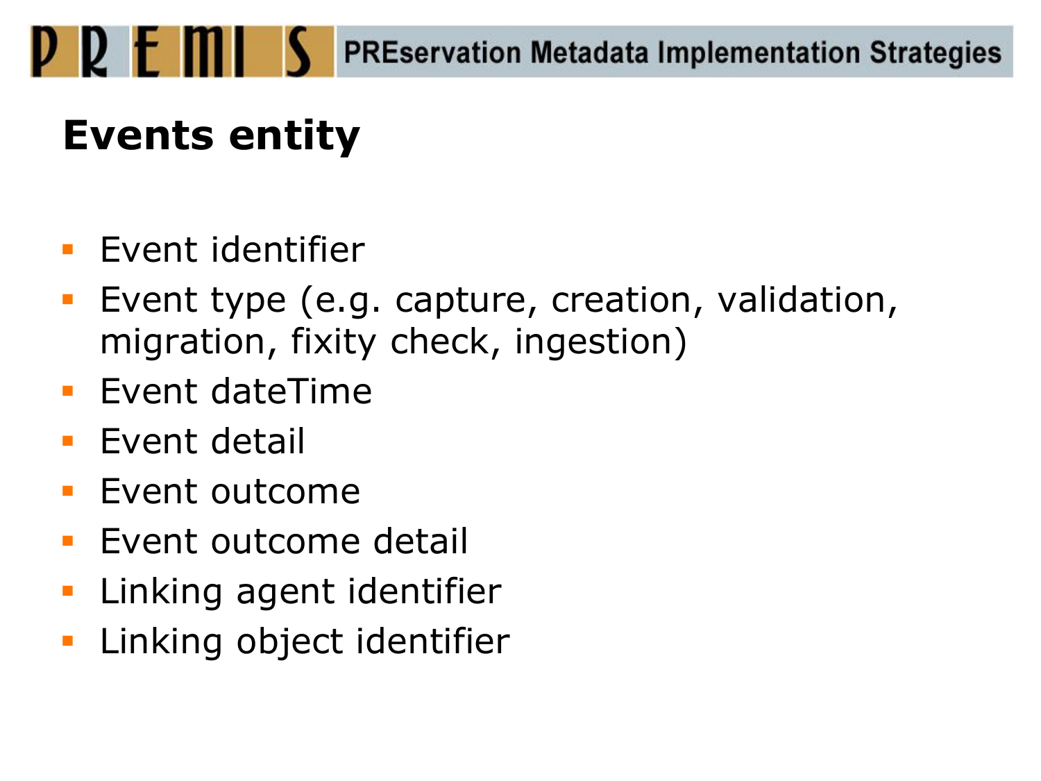# Events entity

- Event identifier
- Event type (e.g. capture, creation, validation, migration, fixity check, ingestion)
- Event dateTime
- Event detail
- Event outcome
- Event outcome detail
- Linking agent identifier
- Linking object identifier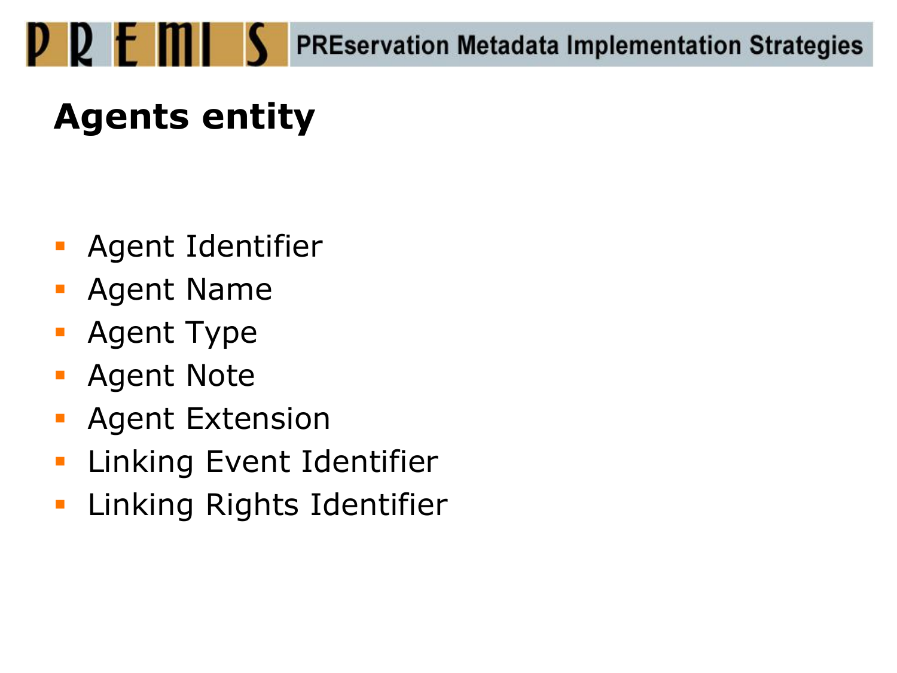# Agents entity

- Agent Identifier
- Agent Name
- Agent Type
- Agent Note
- Agent Extension
- Linking Event Identifier
- Linking Rights Identifier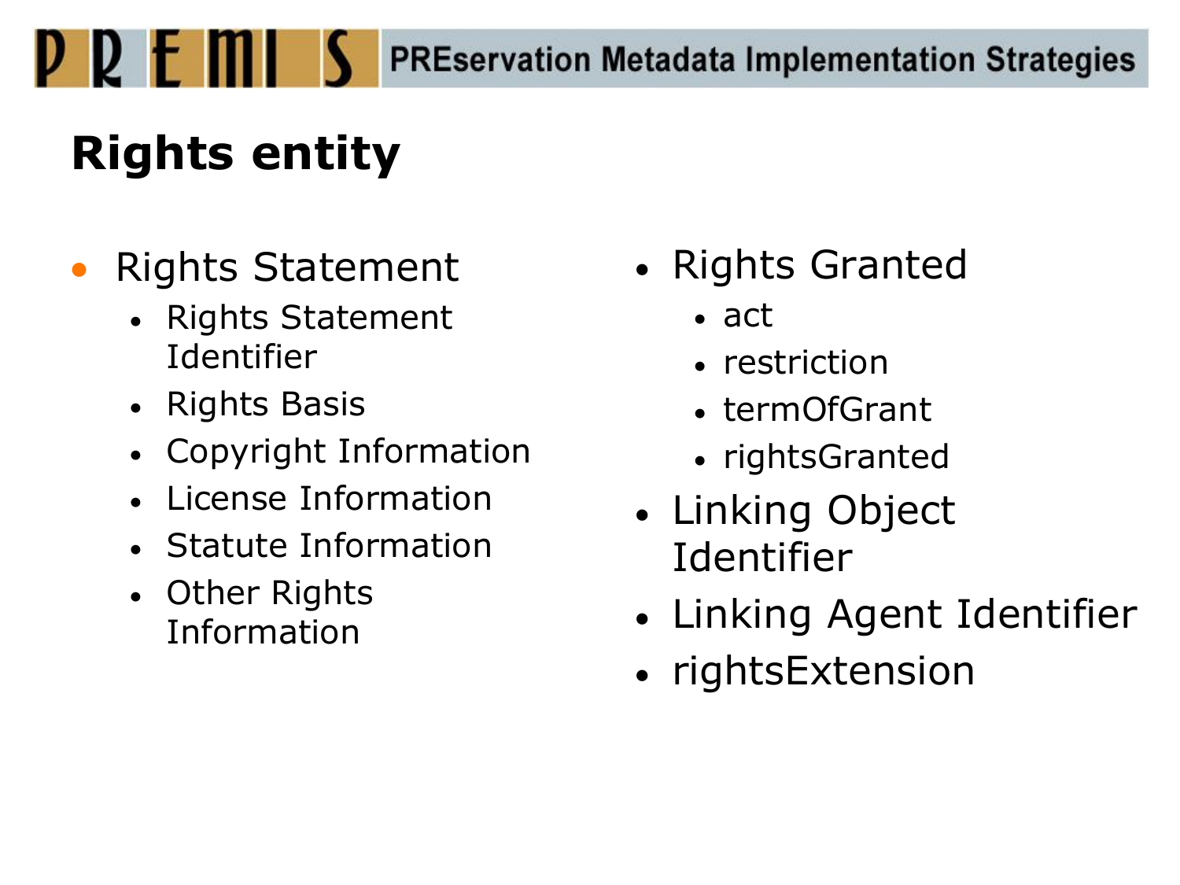## Rights entity

- Rights Statement
  - Rights Statement Identifier
  - Rights Basis
  - Copyright Information
  - License Information
  - Statute Information
  - Other Rights Information
- Rights Granted
  - act
  - restriction
  - termOfGrant
  - rightsGranted
- Linking Object Identifier
- Linking Agent Identifier
- rightsExtension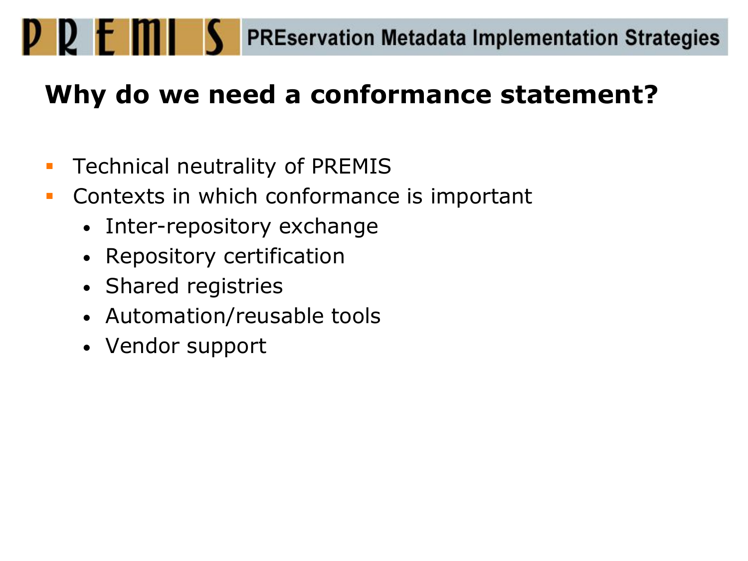# Why do we need a conformance statement?

- Technical neutrality of PREMIS
- Contexts in which conformance is important
  - Inter-repository exchange
  - Repository certification
  - Shared registries
  - Automation/reusable tools
  - Vendor support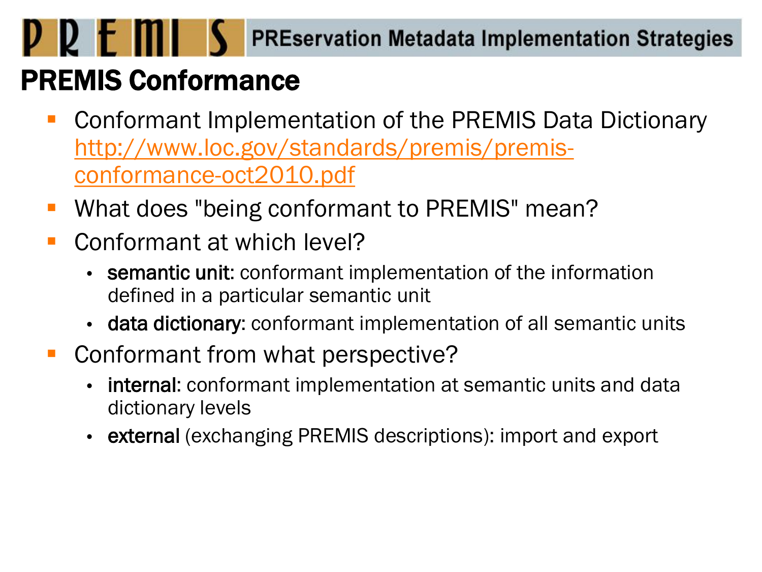# PREMIS Conformance

- Conformant Implementation of the PREMIS Data Dictionary [http://www.loc.gov/standards/premis/premis-conformance-oct2010.pdf](http://www.loc.gov/standards/premis/premis-conformance-oct2010.pdf)
- What does "being conformant to PREMIS" mean?
- Conformant at which level?
  - **semantic unit:** conformant implementation of the information defined in a particular semantic unit
  - **data dictionary:** conformant implementation of all semantic units
- Conformant from what perspective?
  - **internal:** conformant implementation at semantic units and data dictionary levels
  - **external** (exchanging PREMIS descriptions): import and export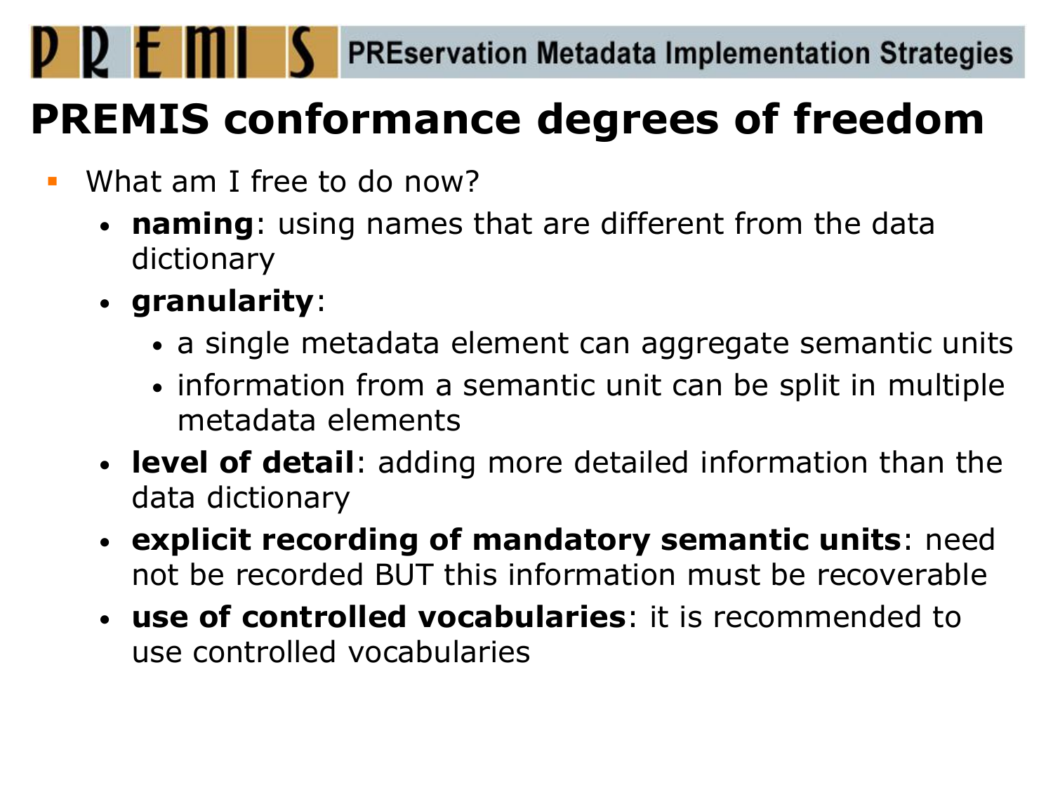# PREMIS conformance degrees of freedom

- What am I free to do now?
  - **naming**: using names that are different from the data dictionary
  - **granularity**:
    - a single metadata element can aggregate semantic units
    - information from a semantic unit can be split in multiple metadata elements
  - **level of detail**: adding more detailed information than the data dictionary
  - **explicit recording of mandatory semantic units**: need not be recorded BUT this information must be recoverable
  - **use of controlled vocabularies**: it is recommended to use controlled vocabularies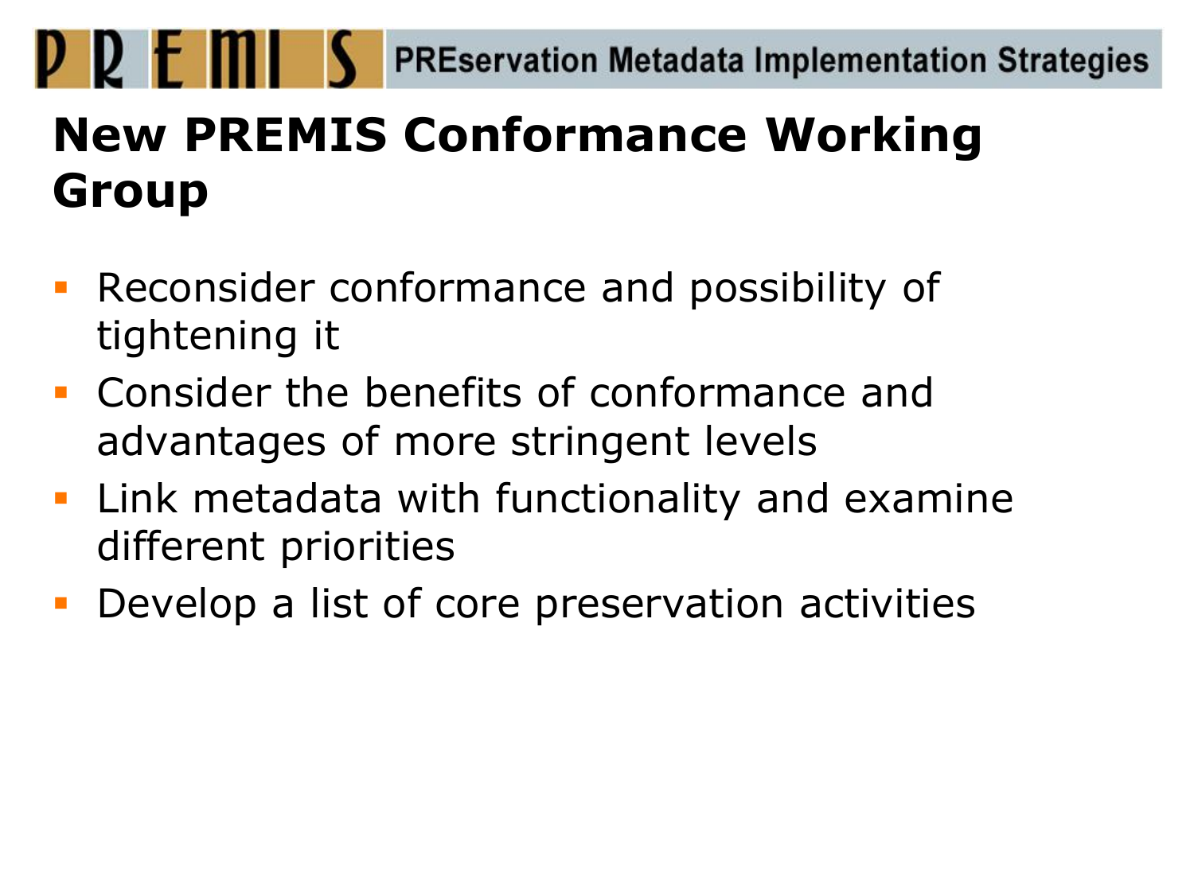# New PREMIS Conformance Working Group

- Reconsider conformance and possibility of tightening it
- Consider the benefits of conformance and advantages of more stringent levels
- Link metadata with functionality and examine different priorities
- Develop a list of core preservation activities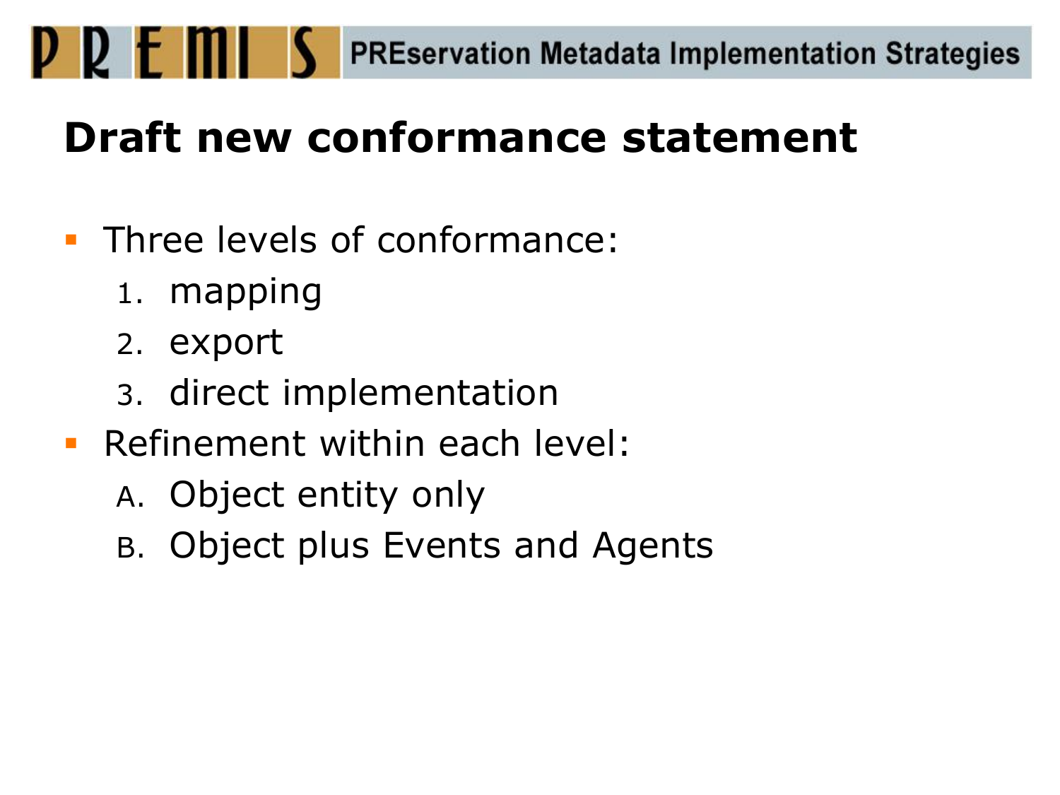# Draft new conformance statement

- Three levels of conformance:
  1. mapping
  2. export
  3. direct implementation
- Refinement within each level:
  A. Object entity only
  B. Object plus Events and Agents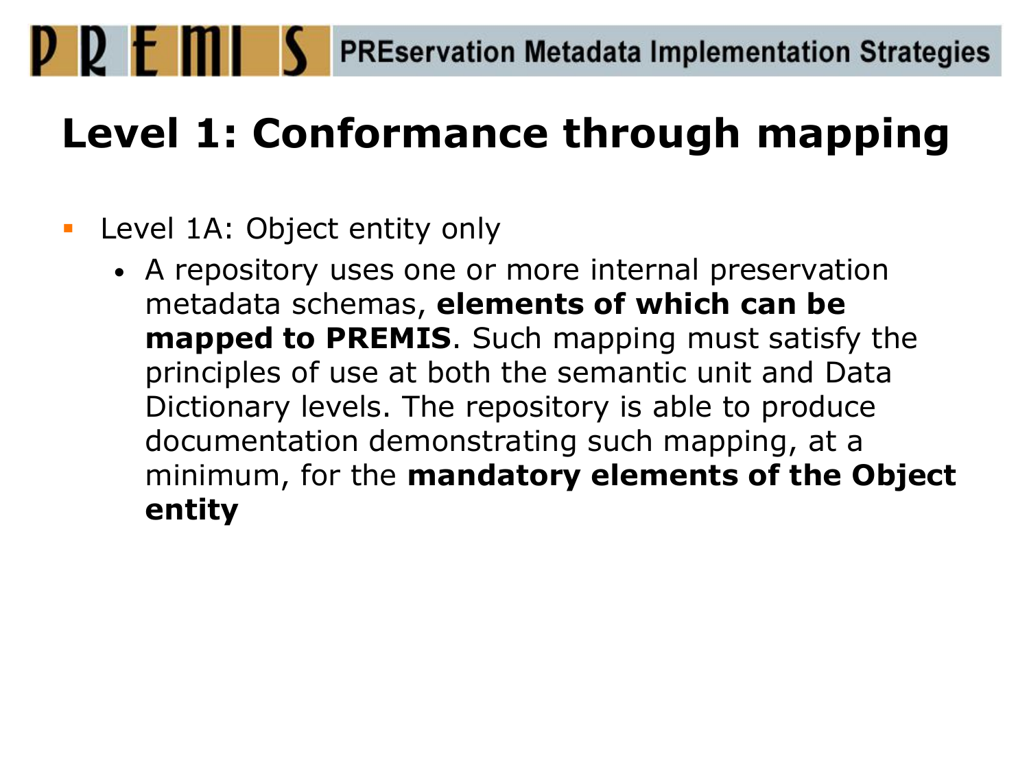# Level 1: Conformance through mapping

- Level 1A: Object entity only
  - A repository uses one or more internal preservation metadata schemas, **elements of which can be mapped to PREMIS**. Such mapping must satisfy the principles of use at both the semantic unit and Data Dictionary levels. The repository is able to produce documentation demonstrating such mapping, at a minimum, for the **mandatory elements of the Object entity**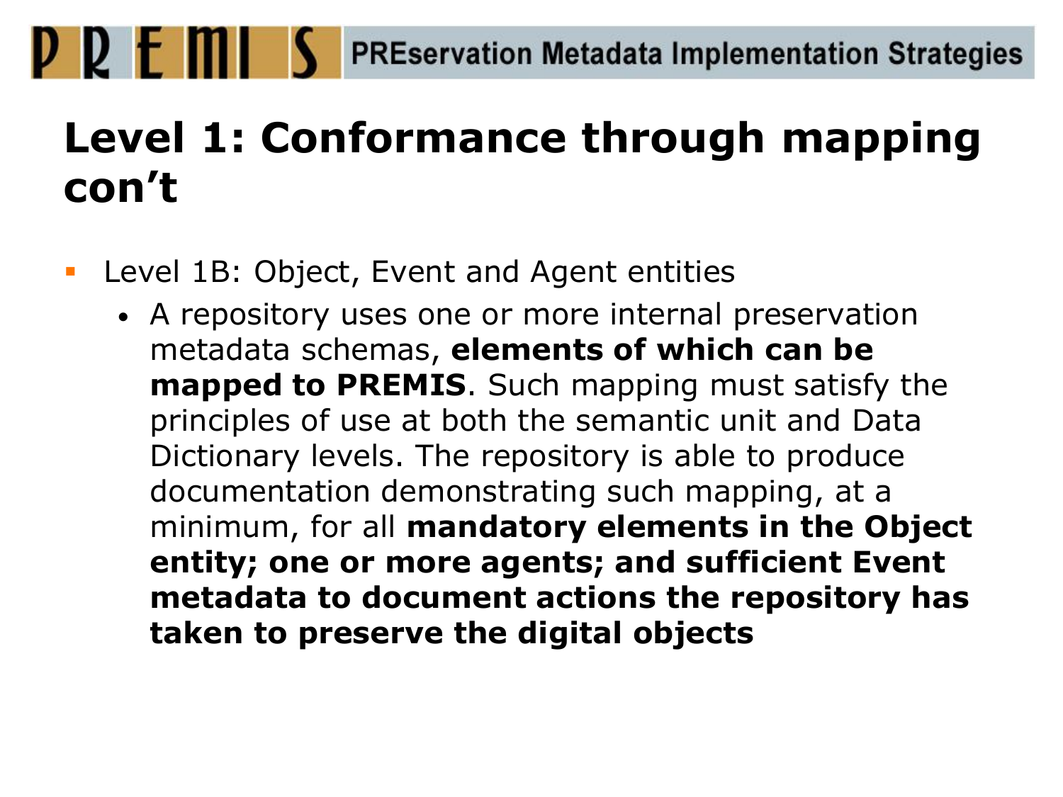# Level 1: Conformance through mapping con't

- Level 1B: Object, Event and Agent entities
  - A repository uses one or more internal preservation metadata schemas, **elements of which can be mapped to PREMIS**. Such mapping must satisfy the principles of use at both the semantic unit and Data Dictionary levels. The repository is able to produce documentation demonstrating such mapping, at a minimum, for all **mandatory elements in the Object entity; one or more agents; and sufficient Event metadata to document actions the repository has taken to preserve the digital objects**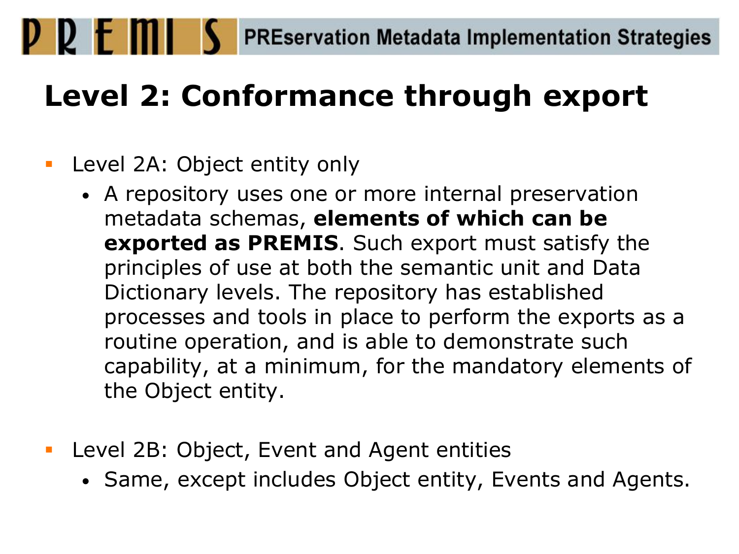# Level 2: Conformance through export

- Level 2A: Object entity only
  - A repository uses one or more internal preservation metadata schemas, **elements of which can be exported as PREMIS**. Such export must satisfy the principles of use at both the semantic unit and Data Dictionary levels. The repository has established processes and tools in place to perform the exports as a routine operation, and is able to demonstrate such capability, at a minimum, for the mandatory elements of the Object entity.

- Level 2B: Object, Event and Agent entities
  - Same, except includes Object entity, Events and Agents.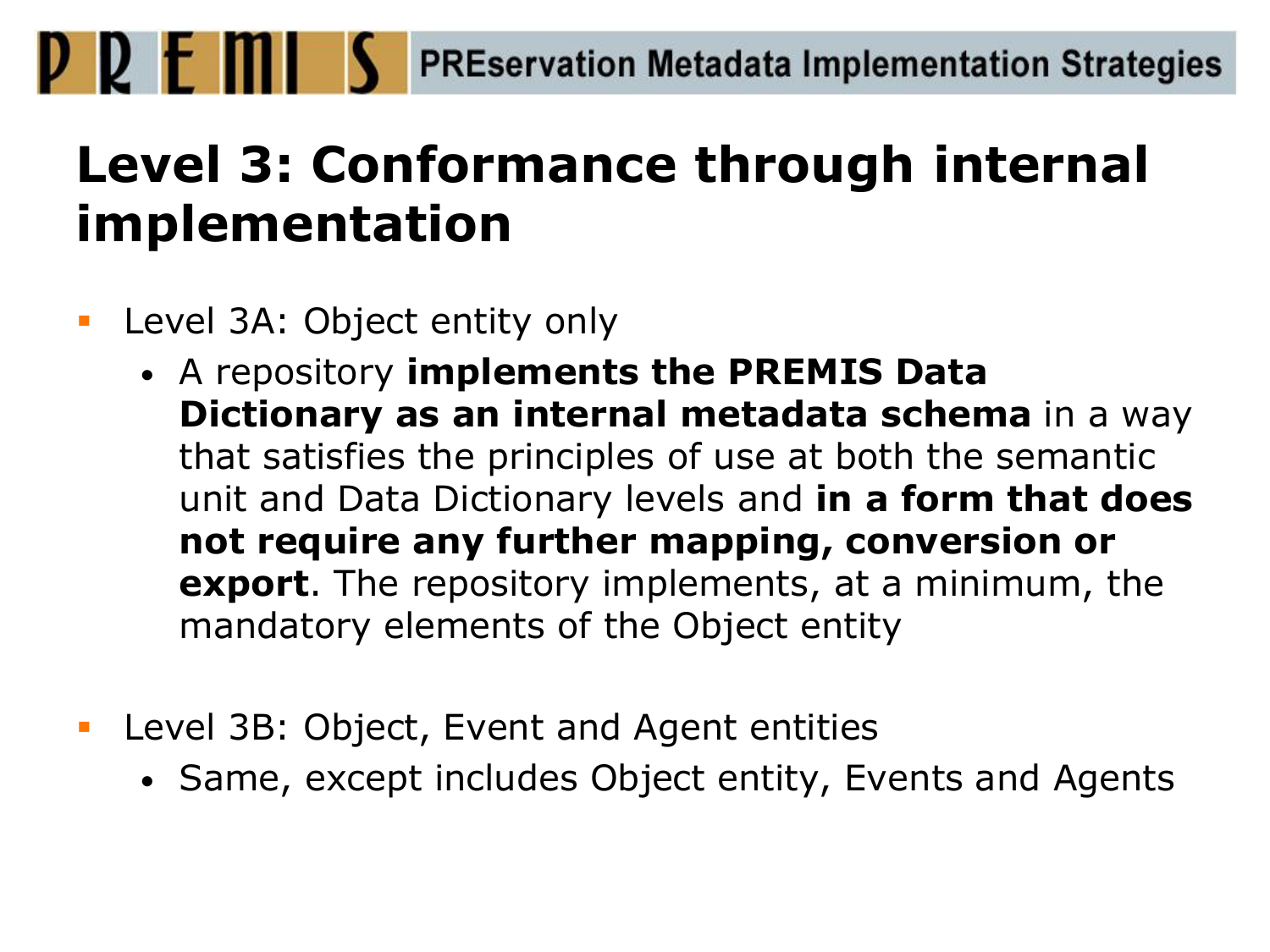# Level 3: Conformance through internal implementation

- Level 3A: Object entity only
  - A repository **implements the PREMIS Data Dictionary as an internal metadata schema** in a way that satisfies the principles of use at both the semantic unit and Data Dictionary levels and **in a form that does not require any further mapping, conversion or export**. The repository implements, at a minimum, the mandatory elements of the Object entity

- Level 3B: Object, Event and Agent entities
  - Same, except includes Object entity, Events and Agents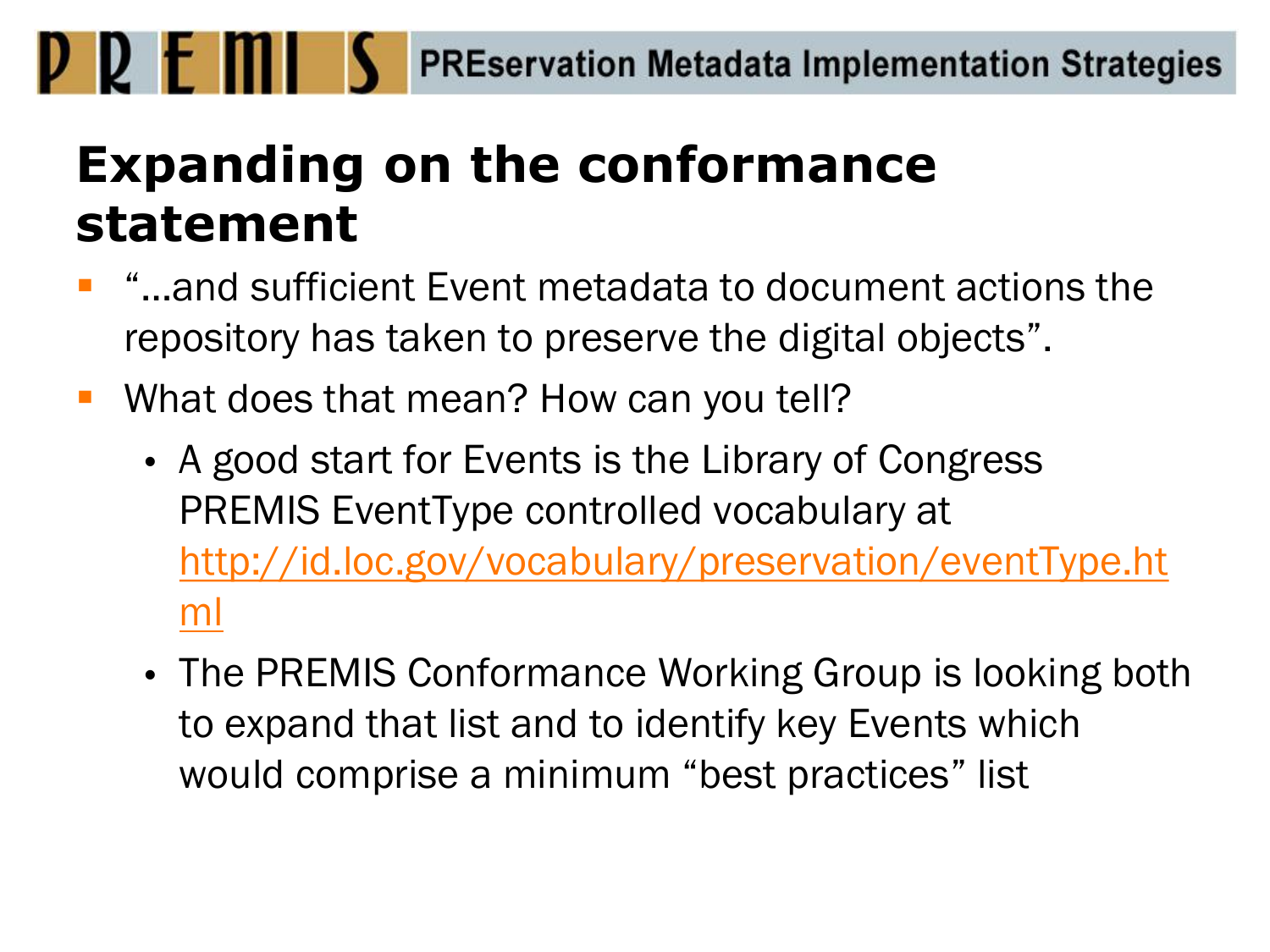# Expanding on the conformance statement

- "…and sufficient Event metadata to document actions the repository has taken to preserve the digital objects".
- What does that mean? How can you tell?
  - A good start for Events is the Library of Congress PREMIS EventType controlled vocabulary at http://id.loc.gov/vocabulary/preservation/eventType.html
  - The PREMIS Conformance Working Group is looking both to expand that list and to identify key Events which would comprise a minimum "best practices" list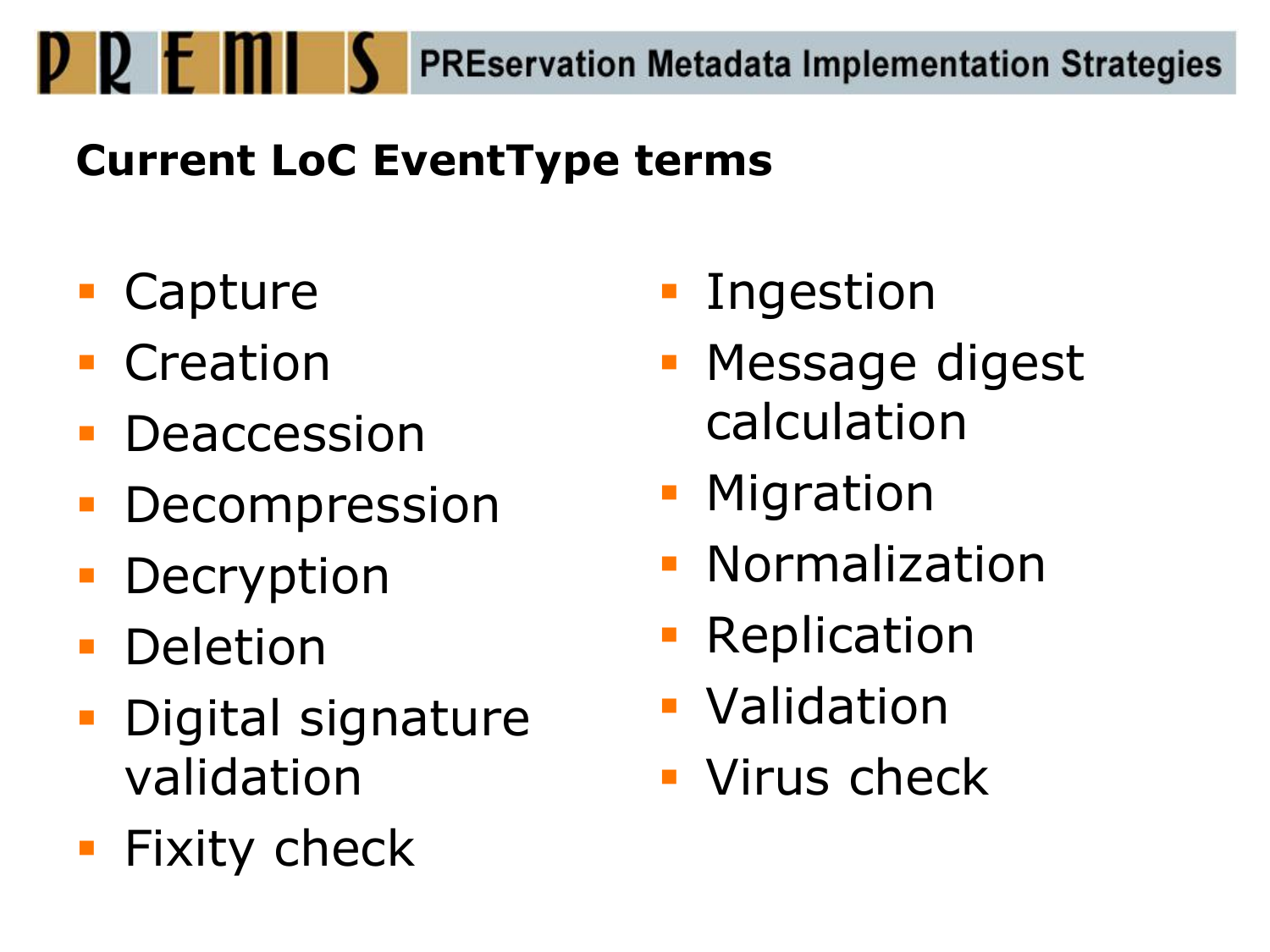## Current LoC EventType terms

- Capture
- Creation
- Deaccession
- Decompression
- Decryption
- Deletion
- Digital signature validation
- Fixity check
- Ingestion
- Message digest calculation
- Migration
- Normalization
- Replication
- Validation
- Virus check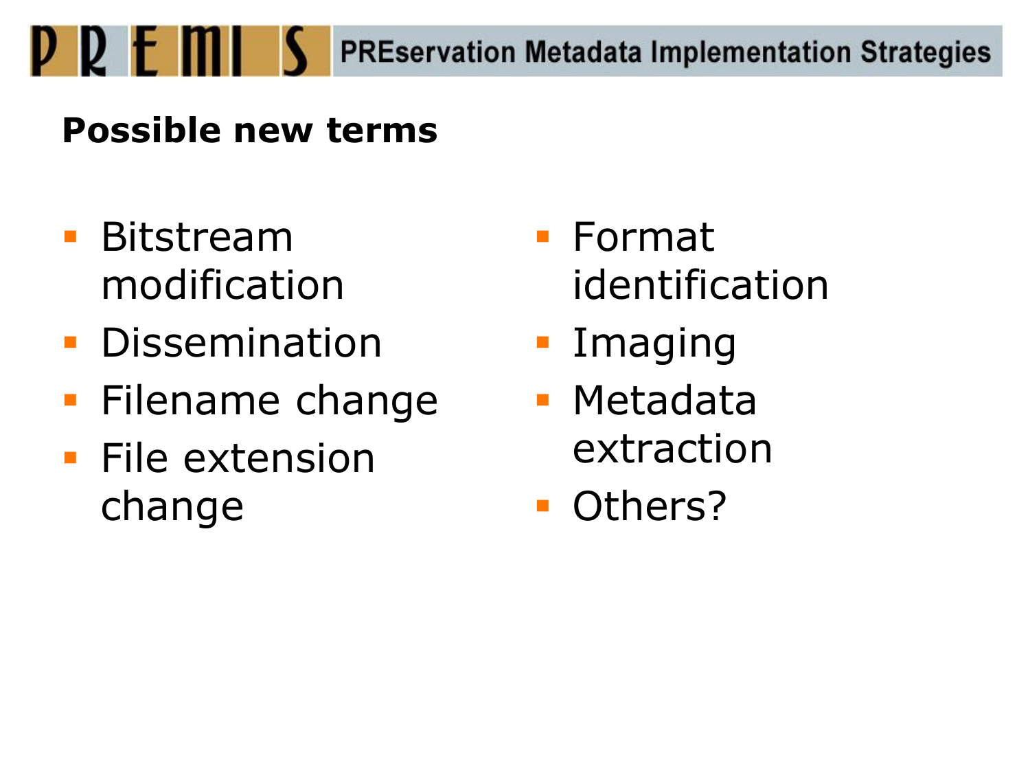## Possible new terms

- Bitstream modification
- Dissemination
- Filename change
- File extension change
- Format identification
- Imaging
- Metadata extraction
- Others?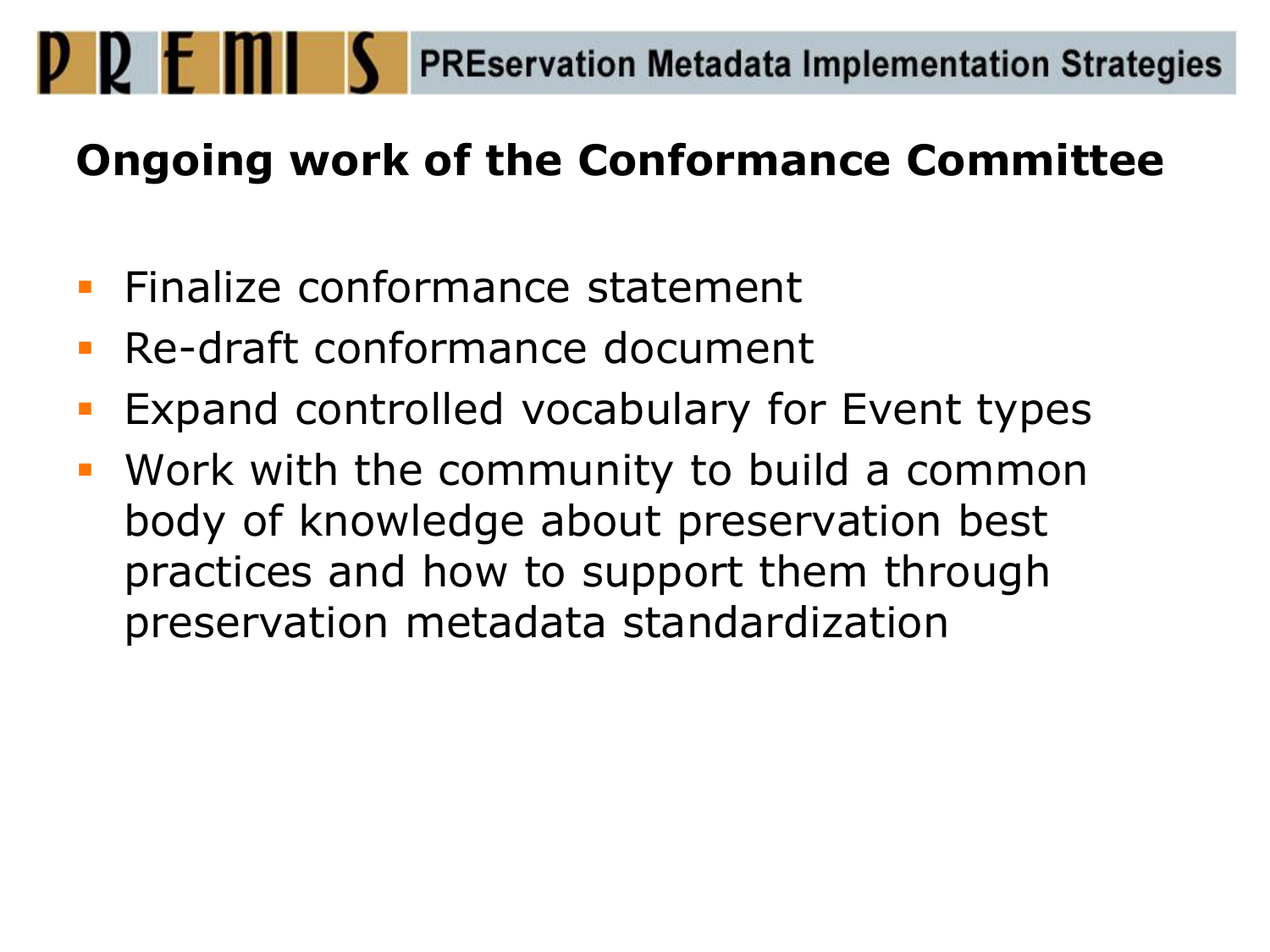## Ongoing work of the Conformance Committee

- Finalize conformance statement
- Re-draft conformance document
- Expand controlled vocabulary for Event types
- Work with the community to build a common body of knowledge about preservation best practices and how to support them through preservation metadata standardization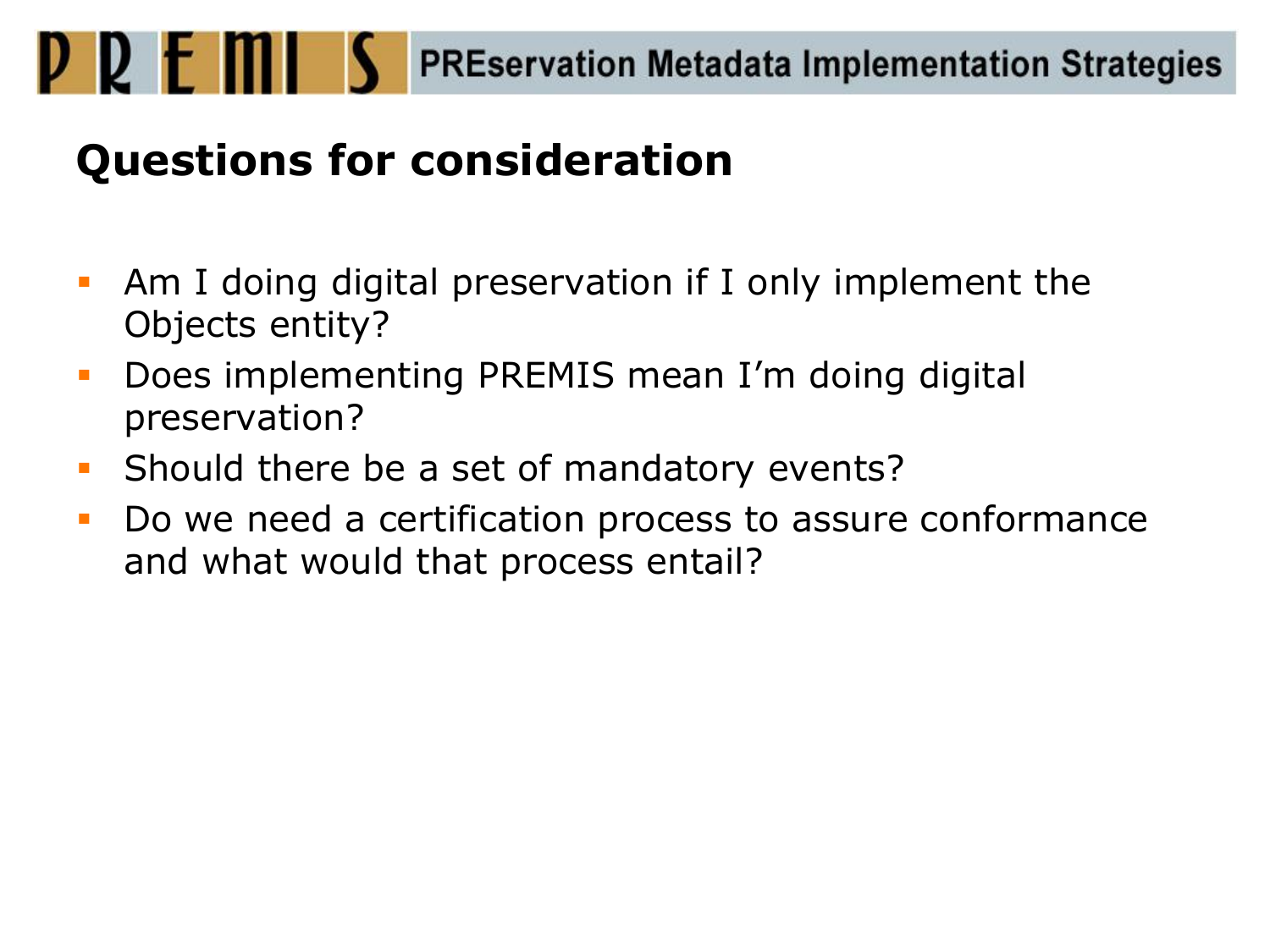## Questions for consideration

- Am I doing digital preservation if I only implement the Objects entity?
- Does implementing PREMIS mean I'm doing digital preservation?
- Should there be a set of mandatory events?
- Do we need a certification process to assure conformance and what would that process entail?